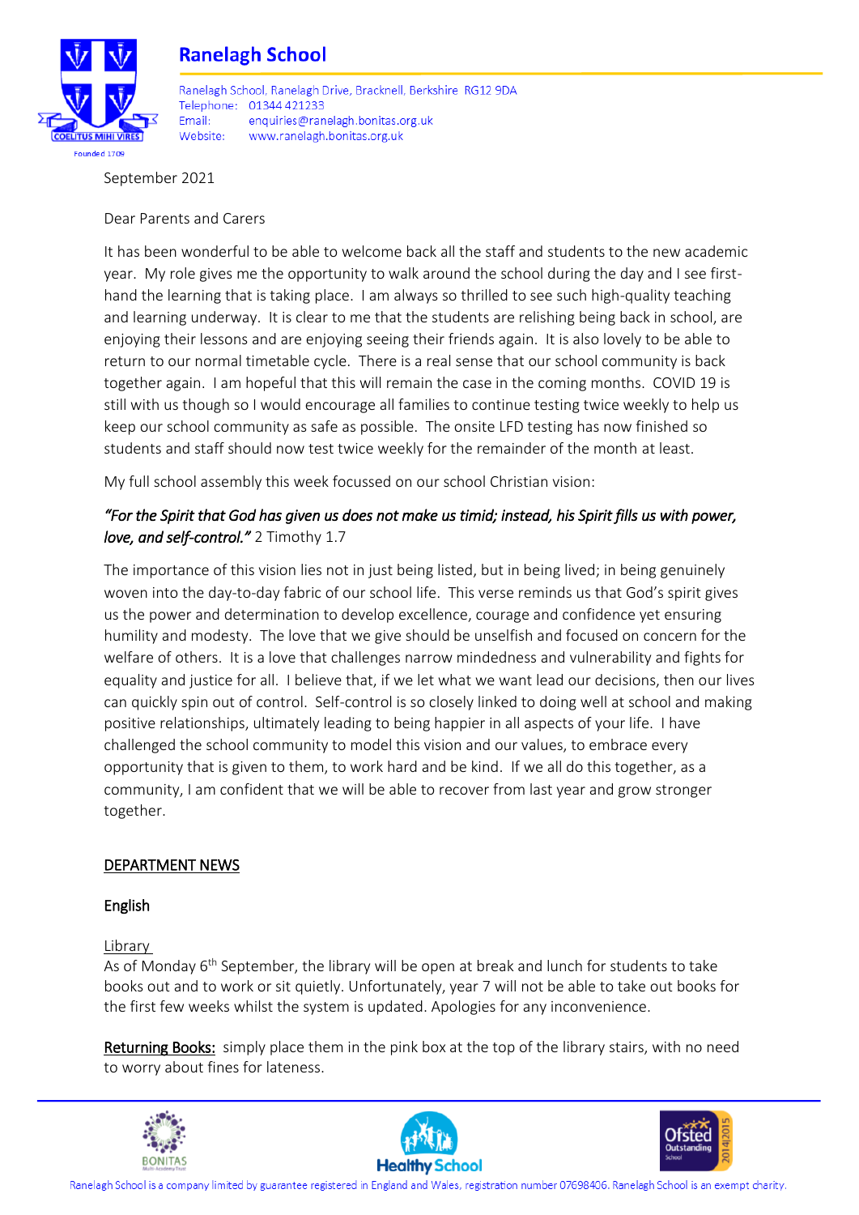# Ranelagh School

Ranelagh School, Ranelagh Drive, Bracknell, Berkshire RG12 9DA
Telephone: 01344 421233
Email: enquiries@ranelagh.bonitas.org.uk
Website: www.ranelagh.bonitas.org.uk

September 2021

Dear Parents and Carers

It has been wonderful to be able to welcome back all the staff and students to the new academic year. My role gives me the opportunity to walk around the school during the day and I see first-hand the learning that is taking place. I am always so thrilled to see such high-quality teaching and learning underway. It is clear to me that the students are relishing being back in school, are enjoying their lessons and are enjoying seeing their friends again. It is also lovely to be able to return to our normal timetable cycle. There is a real sense that our school community is back together again. I am hopeful that this will remain the case in the coming months. COVID 19 is still with us though so I would encourage all families to continue testing twice weekly to help us keep our school community as safe as possible. The onsite LFD testing has now finished so students and staff should now test twice weekly for the remainder of the month at least.

My full school assembly this week focussed on our school Christian vision:

***"For the Spirit that God has given us does not make us timid; instead, his Spirit fills us with power, love, and self-control."*** 2 Timothy 1.7

The importance of this vision lies not in just being listed, but in being lived; in being genuinely woven into the day-to-day fabric of our school life. This verse reminds us that God's spirit gives us the power and determination to develop excellence, courage and confidence yet ensuring humility and modesty. The love that we give should be unselfish and focused on concern for the welfare of others. It is a love that challenges narrow mindedness and vulnerability and fights for equality and justice for all. I believe that, if we let what we want lead our decisions, then our lives can quickly spin out of control. Self-control is so closely linked to doing well at school and making positive relationships, ultimately leading to being happier in all aspects of your life. I have challenged the school community to model this vision and our values, to embrace every opportunity that is given to them, to work hard and be kind. If we all do this together, as a community, I am confident that we will be able to recover from last year and grow stronger together.

## DEPARTMENT NEWS

### English

Library

As of Monday 6th September, the library will be open at break and lunch for students to take books out and to work or sit quietly. Unfortunately, year 7 will not be able to take out books for the first few weeks whilst the system is updated. Apologies for any inconvenience.

**Returning Books:** simply place them in the pink box at the top of the library stairs, with no need to worry about fines for lateness.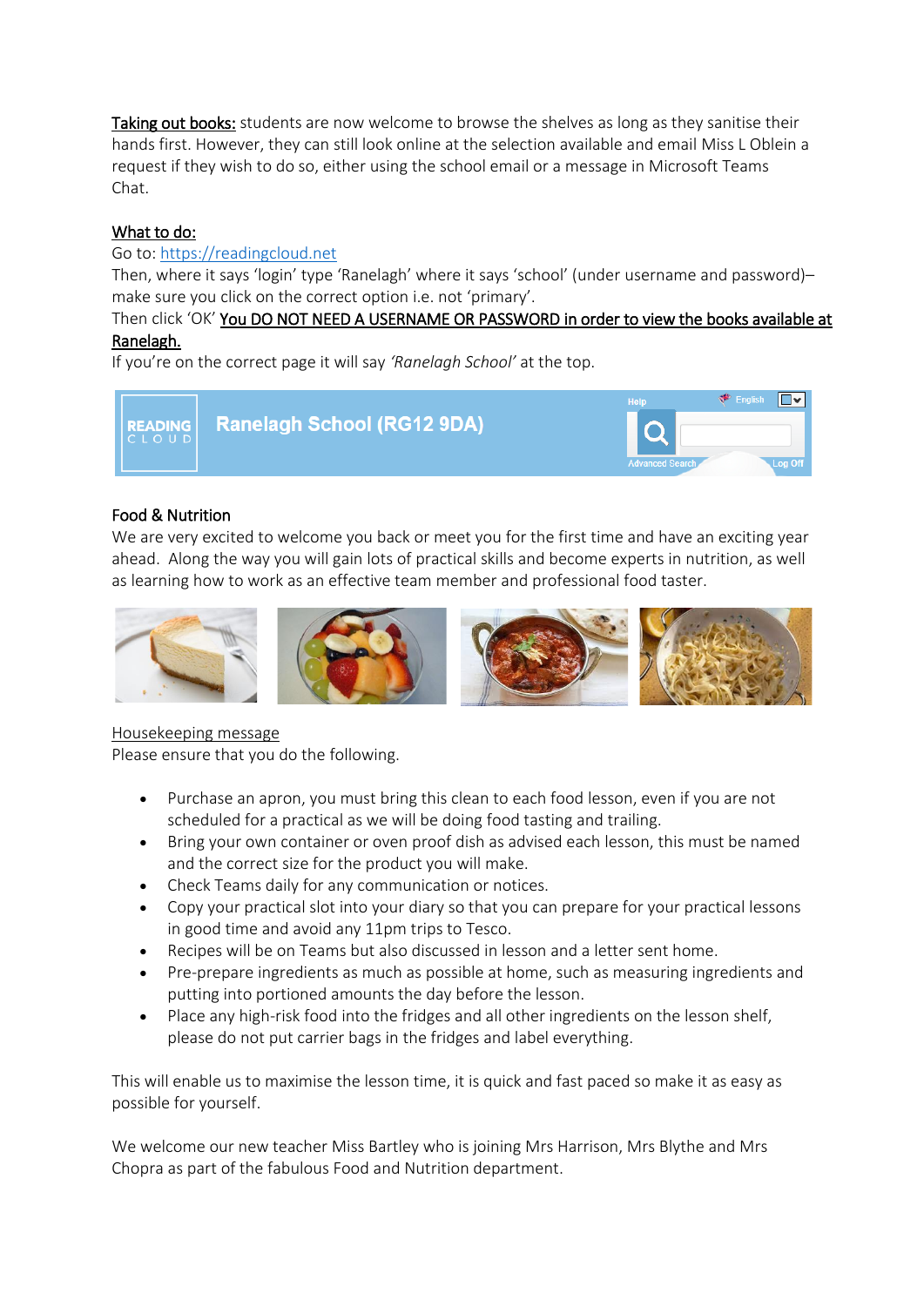<u>Taking out books:</u> students are now welcome to browse the shelves as long as they sanitise their hands first. However, they can still look online at the selection available and email Miss L Oblein a request if they wish to do so, either using the school email or a message in Microsoft Teams Chat.

<u>What to do:</u>

Go to: [https://readingcloud.net](https://readingcloud.net)

Then, where it says 'login' type 'Ranelagh' where it says 'school' (under username and password)– make sure you click on the correct option i.e. not 'primary'.

Then click 'OK' <u>You DO NOT NEED A USERNAME OR PASSWORD in order to view the books available at Ranelagh.</u>

If you're on the correct page it will say *'Ranelagh School'* at the top.

Food & Nutrition

We are very excited to welcome you back or meet you for the first time and have an exciting year ahead. Along the way you will gain lots of practical skills and become experts in nutrition, as well as learning how to work as an effective team member and professional food taster.

<u>Housekeeping message</u>

Please ensure that you do the following.

- Purchase an apron, you must bring this clean to each food lesson, even if you are not scheduled for a practical as we will be doing food tasting and trailing.
- Bring your own container or oven proof dish as advised each lesson, this must be named and the correct size for the product you will make.
- Check Teams daily for any communication or notices.
- Copy your practical slot into your diary so that you can prepare for your practical lessons in good time and avoid any 11pm trips to Tesco.
- Recipes will be on Teams but also discussed in lesson and a letter sent home.
- Pre-prepare ingredients as much as possible at home, such as measuring ingredients and putting into portioned amounts the day before the lesson.
- Place any high-risk food into the fridges and all other ingredients on the lesson shelf, please do not put carrier bags in the fridges and label everything.

This will enable us to maximise the lesson time, it is quick and fast paced so make it as easy as possible for yourself.

We welcome our new teacher Miss Bartley who is joining Mrs Harrison, Mrs Blythe and Mrs Chopra as part of the fabulous Food and Nutrition department.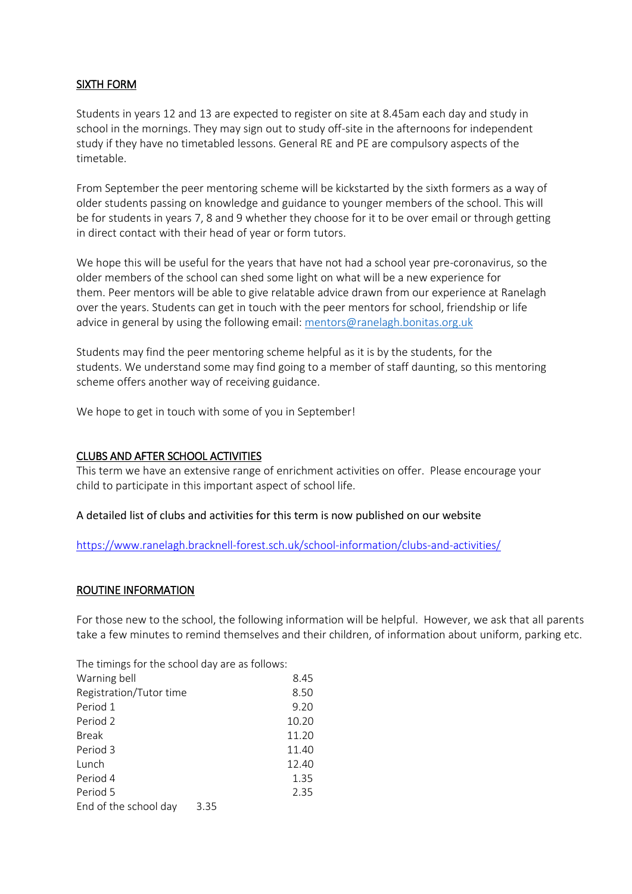## SIXTH FORM

Students in years 12 and 13 are expected to register on site at 8.45am each day and study in school in the mornings. They may sign out to study off-site in the afternoons for independent study if they have no timetabled lessons. General RE and PE are compulsory aspects of the timetable.

From September the peer mentoring scheme will be kickstarted by the sixth formers as a way of older students passing on knowledge and guidance to younger members of the school. This will be for students in years 7, 8 and 9 whether they choose for it to be over email or through getting in direct contact with their head of year or form tutors.

We hope this will be useful for the years that have not had a school year pre-coronavirus, so the older members of the school can shed some light on what will be a new experience for them. Peer mentors will be able to give relatable advice drawn from our experience at Ranelagh over the years. Students can get in touch with the peer mentors for school, friendship or life advice in general by using the following email: mentors@ranelagh.bonitas.org.uk

Students may find the peer mentoring scheme helpful as it is by the students, for the students. We understand some may find going to a member of staff daunting, so this mentoring scheme offers another way of receiving guidance.

We hope to get in touch with some of you in September!

## CLUBS AND AFTER SCHOOL ACTIVITIES

This term we have an extensive range of enrichment activities on offer. Please encourage your child to participate in this important aspect of school life.

A detailed list of clubs and activities for this term is now published on our website

https://www.ranelagh.bracknell-forest.sch.uk/school-information/clubs-and-activities/

## ROUTINE INFORMATION

For those new to the school, the following information will be helpful. However, we ask that all parents take a few minutes to remind themselves and their children, of information about uniform, parking etc.

The timings for the school day are as follows:

| | |
|---|---|
| Warning bell | 8.45 |
| Registration/Tutor time | 8.50 |
| Period 1 | 9.20 |
| Period 2 | 10.20 |
| Break | 11.20 |
| Period 3 | 11.40 |
| Lunch | 12.40 |
| Period 4 | 1.35 |
| Period 5 | 2.35 |
| End of the school day | 3.35 |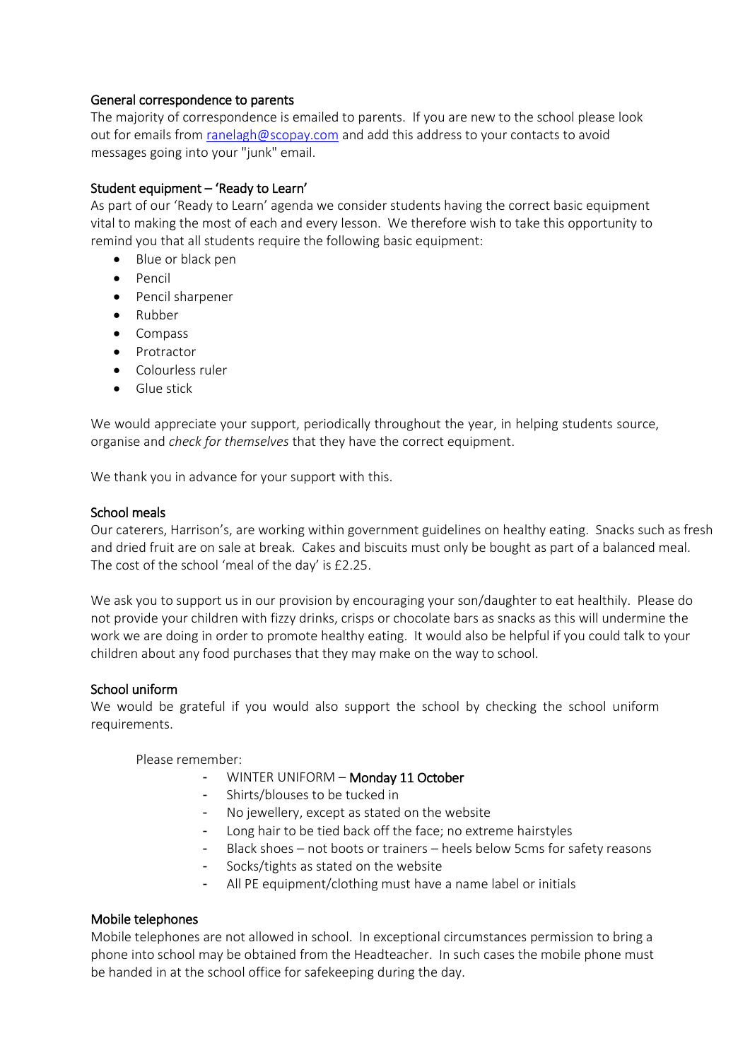### General correspondence to parents

The majority of correspondence is emailed to parents. If you are new to the school please look out for emails from [ranelagh@scopay.com](mailto:ranelagh@scopay.com) and add this address to your contacts to avoid messages going into your "junk" email.

### Student equipment – 'Ready to Learn'

As part of our 'Ready to Learn' agenda we consider students having the correct basic equipment vital to making the most of each and every lesson. We therefore wish to take this opportunity to remind you that all students require the following basic equipment:

- Blue or black pen
- Pencil
- Pencil sharpener
- Rubber
- Compass
- Protractor
- Colourless ruler
- Glue stick

We would appreciate your support, periodically throughout the year, in helping students source, organise and *check for themselves* that they have the correct equipment.

We thank you in advance for your support with this.

### School meals

Our caterers, Harrison's, are working within government guidelines on healthy eating. Snacks such as fresh and dried fruit are on sale at break. Cakes and biscuits must only be bought as part of a balanced meal. The cost of the school 'meal of the day' is £2.25.

We ask you to support us in our provision by encouraging your son/daughter to eat healthily. Please do not provide your children with fizzy drinks, crisps or chocolate bars as snacks as this will undermine the work we are doing in order to promote healthy eating. It would also be helpful if you could talk to your children about any food purchases that they may make on the way to school.

### School uniform

We would be grateful if you would also support the school by checking the school uniform requirements.

Please remember:

- WINTER UNIFORM – **Monday 11 October**
- Shirts/blouses to be tucked in
- No jewellery, except as stated on the website
- Long hair to be tied back off the face; no extreme hairstyles
- Black shoes – not boots or trainers – heels below 5cms for safety reasons
- Socks/tights as stated on the website
- All PE equipment/clothing must have a name label or initials

### Mobile telephones

Mobile telephones are not allowed in school. In exceptional circumstances permission to bring a phone into school may be obtained from the Headteacher. In such cases the mobile phone must be handed in at the school office for safekeeping during the day.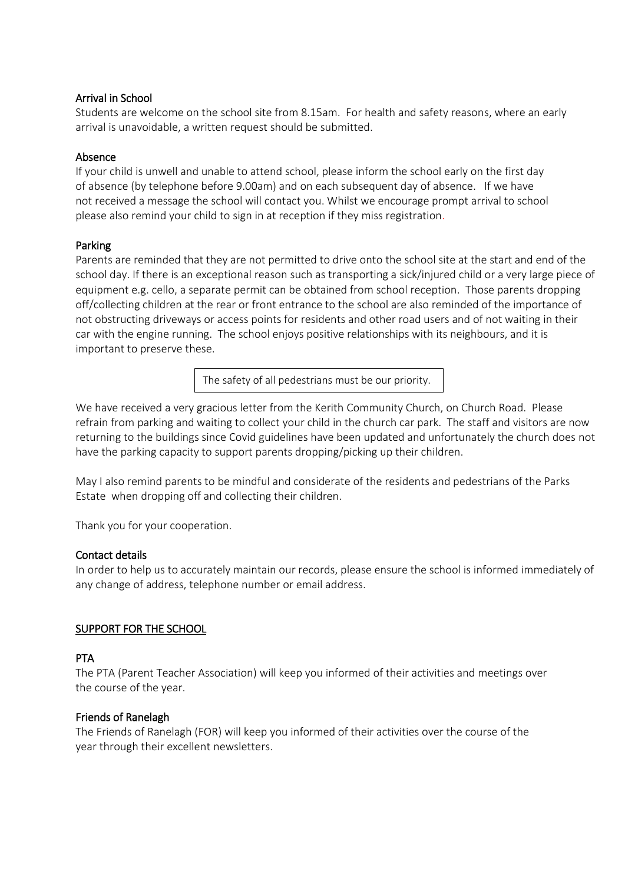### Arrival in School

Students are welcome on the school site from 8.15am. For health and safety reasons, where an early arrival is unavoidable, a written request should be submitted.

### Absence

If your child is unwell and unable to attend school, please inform the school early on the first day of absence (by telephone before 9.00am) and on each subsequent day of absence. If we have not received a message the school will contact you. Whilst we encourage prompt arrival to school please also remind your child to sign in at reception if they miss registration.

### Parking

Parents are reminded that they are not permitted to drive onto the school site at the start and end of the school day. If there is an exceptional reason such as transporting a sick/injured child or a very large piece of equipment e.g. cello, a separate permit can be obtained from school reception. Those parents dropping off/collecting children at the rear or front entrance to the school are also reminded of the importance of not obstructing driveways or access points for residents and other road users and of not waiting in their car with the engine running. The school enjoys positive relationships with its neighbours, and it is important to preserve these.

> The safety of all pedestrians must be our priority.

We have received a very gracious letter from the Kerith Community Church, on Church Road. Please refrain from parking and waiting to collect your child in the church car park. The staff and visitors are now returning to the buildings since Covid guidelines have been updated and unfortunately the church does not have the parking capacity to support parents dropping/picking up their children.

May I also remind parents to be mindful and considerate of the residents and pedestrians of the Parks Estate when dropping off and collecting their children.

Thank you for your cooperation.

### Contact details

In order to help us to accurately maintain our records, please ensure the school is informed immediately of any change of address, telephone number or email address.

## SUPPORT FOR THE SCHOOL

### PTA

The PTA (Parent Teacher Association) will keep you informed of their activities and meetings over the course of the year.

### Friends of Ranelagh

The Friends of Ranelagh (FOR) will keep you informed of their activities over the course of the year through their excellent newsletters.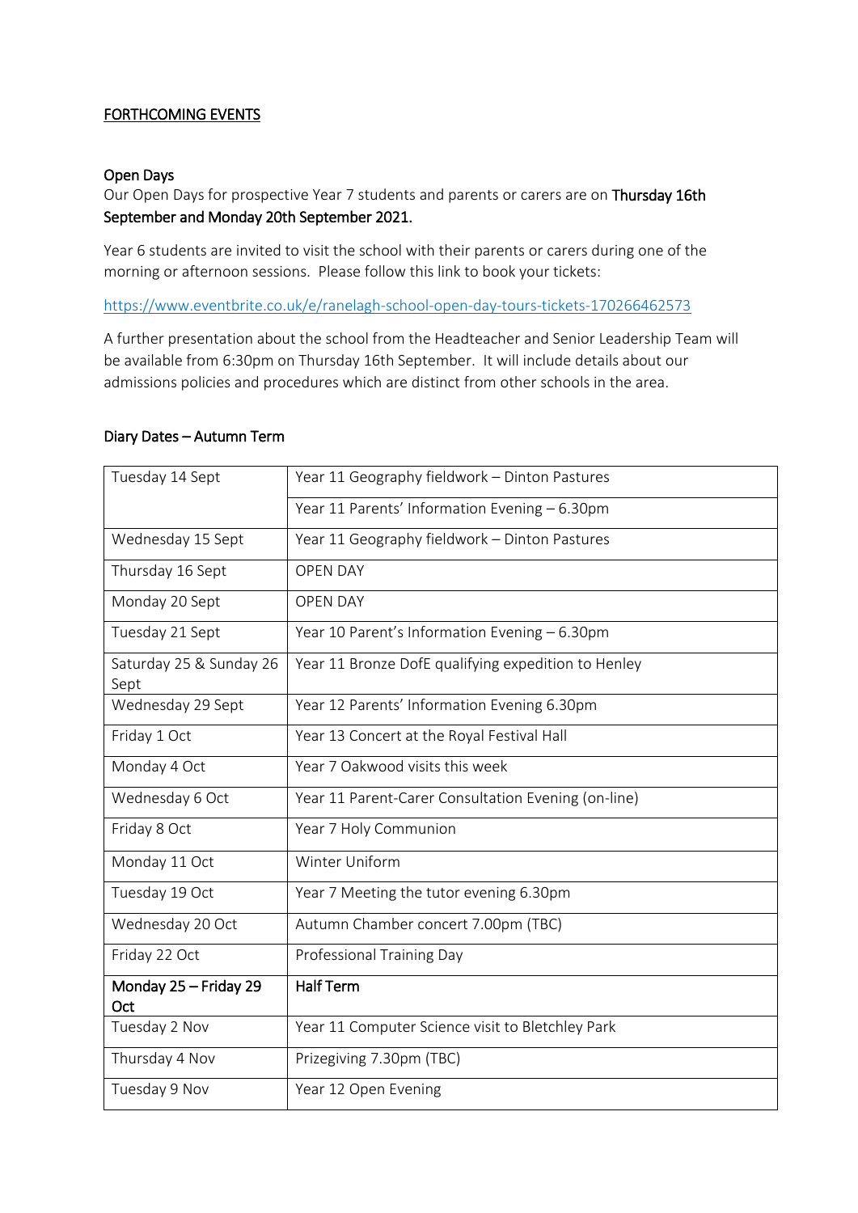## FORTHCOMING EVENTS

### Open Days

Our Open Days for prospective Year 7 students and parents or carers are on **Thursday 16th September and Monday 20th September 2021.**

Year 6 students are invited to visit the school with their parents or carers during one of the morning or afternoon sessions. Please follow this link to book your tickets:

https://www.eventbrite.co.uk/e/ranelagh-school-open-day-tours-tickets-170266462573

A further presentation about the school from the Headteacher and Senior Leadership Team will be available from 6:30pm on Thursday 16th September. It will include details about our admissions policies and procedures which are distinct from other schools in the area.

### Diary Dates – Autumn Term

| Date | Event |
|---|---|
| Tuesday 14 Sept | Year 11 Geography fieldwork – Dinton Pastures |
| | Year 11 Parents' Information Evening – 6.30pm |
| Wednesday 15 Sept | Year 11 Geography fieldwork – Dinton Pastures |
| Thursday 16 Sept | OPEN DAY |
| Monday 20 Sept | OPEN DAY |
| Tuesday 21 Sept | Year 10 Parent's Information Evening – 6.30pm |
| Saturday 25 & Sunday 26 Sept | Year 11 Bronze DofE qualifying expedition to Henley |
| Wednesday 29 Sept | Year 12 Parents' Information Evening 6.30pm |
| Friday 1 Oct | Year 13 Concert at the Royal Festival Hall |
| Monday 4 Oct | Year 7 Oakwood visits this week |
| Wednesday 6 Oct | Year 11 Parent-Carer Consultation Evening (on-line) |
| Friday 8 Oct | Year 7 Holy Communion |
| Monday 11 Oct | Winter Uniform |
| Tuesday 19 Oct | Year 7 Meeting the tutor evening 6.30pm |
| Wednesday 20 Oct | Autumn Chamber concert 7.00pm (TBC) |
| Friday 22 Oct | Professional Training Day |
| **Monday 25 – Friday 29 Oct** | **Half Term** |
| Tuesday 2 Nov | Year 11 Computer Science visit to Bletchley Park |
| Thursday 4 Nov | Prizegiving 7.30pm (TBC) |
| Tuesday 9 Nov | Year 12 Open Evening |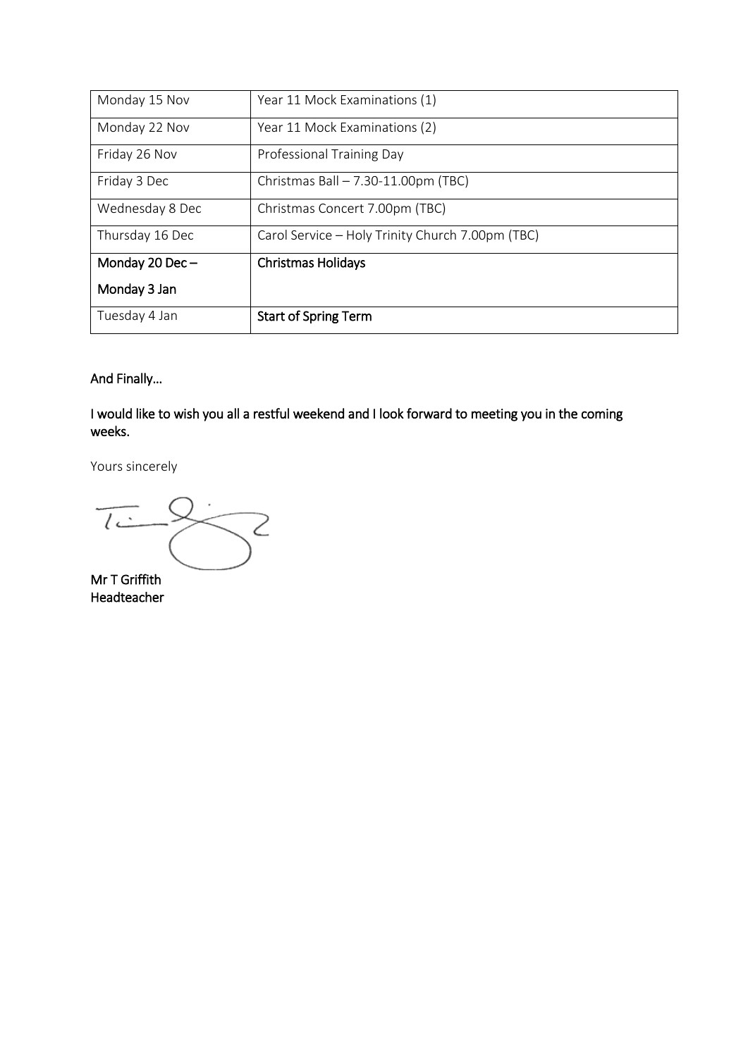| | |
|---|---|
| Monday 15 Nov | Year 11 Mock Examinations (1) |
| Monday 22 Nov | Year 11 Mock Examinations (2) |
| Friday 26 Nov | Professional Training Day |
| Friday 3 Dec | Christmas Ball – 7.30-11.00pm (TBC) |
| Wednesday 8 Dec | Christmas Concert 7.00pm (TBC) |
| Thursday 16 Dec | Carol Service – Holy Trinity Church 7.00pm (TBC) |
| Monday 20 Dec – Monday 3 Jan | Christmas Holidays |
| Tuesday 4 Jan | Start of Spring Term |

And Finally…

I would like to wish you all a restful weekend and I look forward to meeting you in the coming weeks.

Yours sincerely

Mr T Griffith
Headteacher